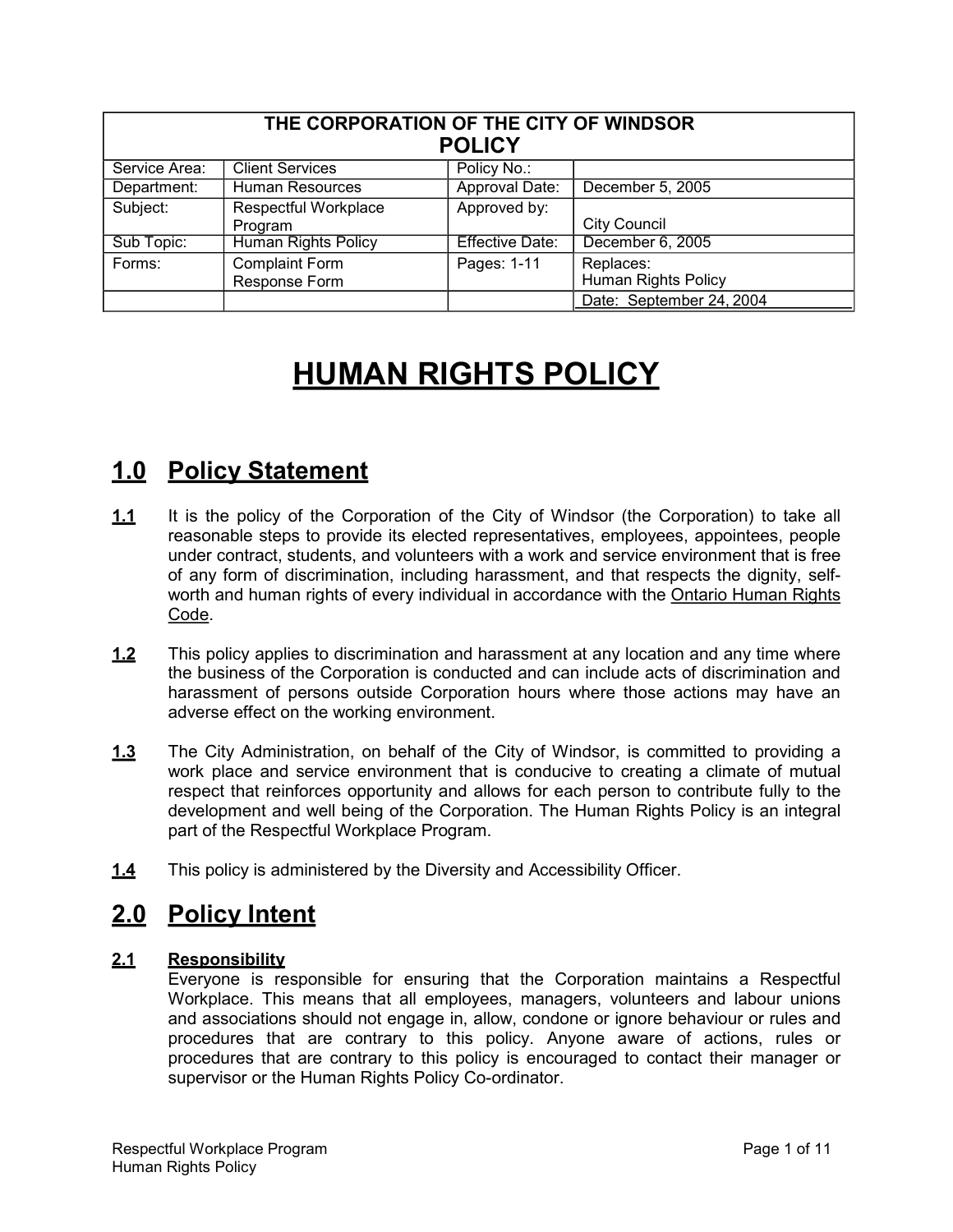| THE CORPORATION OF THE CITY OF WINDSOR POLICY | | | |
|---|---|---|---|
| Service Area: | Client Services | Policy No.: | |
| Department: | Human Resources | Approval Date: | December 5, 2005 |
| Subject: | Respectful Workplace Program | Approved by: | City Council |
| Sub Topic: | Human Rights Policy | Effective Date: | December 6, 2005 |
| Forms: | Complaint Form Response Form | Pages: 1-11 | Replaces: Human Rights Policy |
| | | | Date: September 24, 2004 |

# HUMAN RIGHTS POLICY

## 1.0 Policy Statement

**1.1** It is the policy of the Corporation of the City of Windsor (the Corporation) to take all reasonable steps to provide its elected representatives, employees, appointees, people under contract, students, and volunteers with a work and service environment that is free of any form of discrimination, including harassment, and that respects the dignity, self-worth and human rights of every individual in accordance with the Ontario Human Rights Code.

**1.2** This policy applies to discrimination and harassment at any location and any time where the business of the Corporation is conducted and can include acts of discrimination and harassment of persons outside Corporation hours where those actions may have an adverse effect on the working environment.

**1.3** The City Administration, on behalf of the City of Windsor, is committed to providing a work place and service environment that is conducive to creating a climate of mutual respect that reinforces opportunity and allows for each person to contribute fully to the development and well being of the Corporation. The Human Rights Policy is an integral part of the Respectful Workplace Program.

**1.4** This policy is administered by the Diversity and Accessibility Officer.

## 2.0 Policy Intent

### 2.1 Responsibility

Everyone is responsible for ensuring that the Corporation maintains a Respectful Workplace. This means that all employees, managers, volunteers and labour unions and associations should not engage in, allow, condone or ignore behaviour or rules and procedures that are contrary to this policy. Anyone aware of actions, rules or procedures that are contrary to this policy is encouraged to contact their manager or supervisor or the Human Rights Policy Co-ordinator.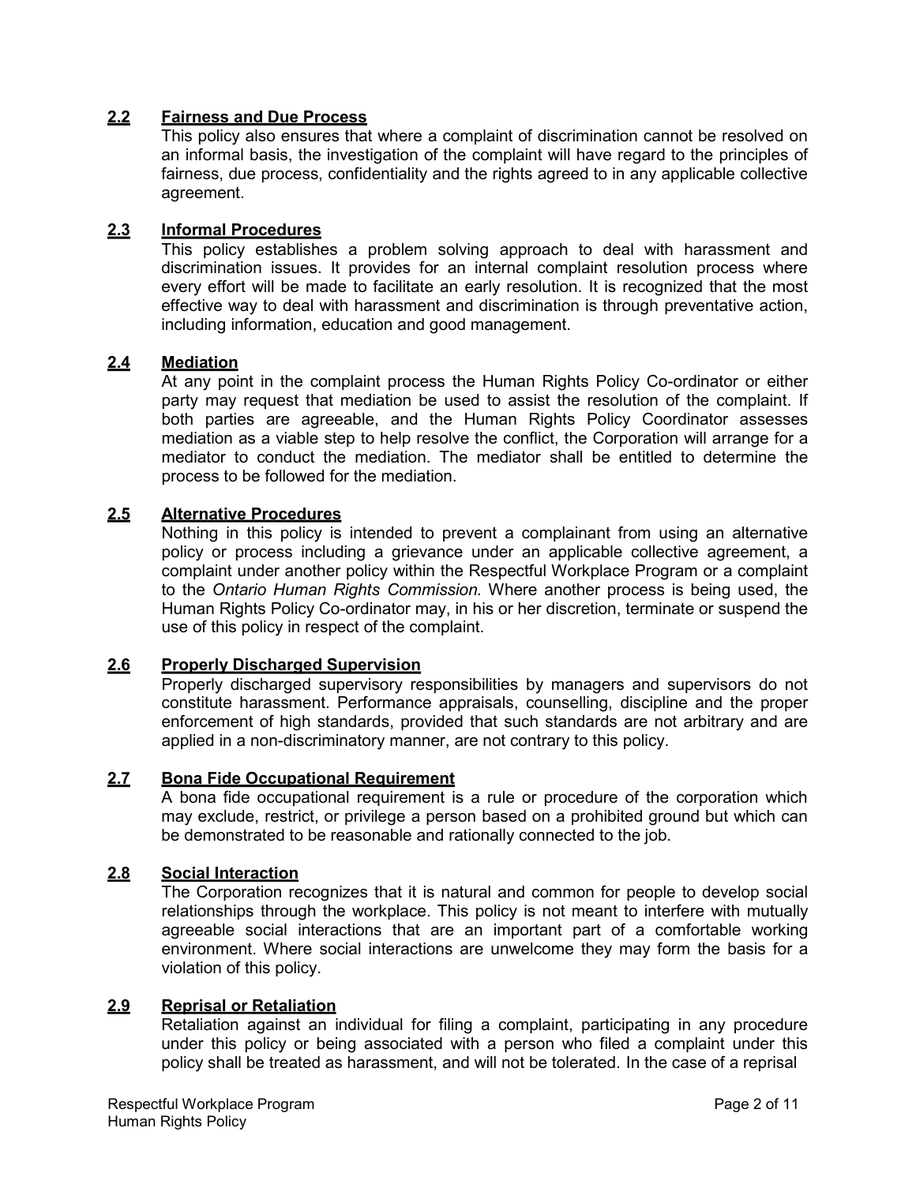### 2.2 Fairness and Due Process

This policy also ensures that where a complaint of discrimination cannot be resolved on an informal basis, the investigation of the complaint will have regard to the principles of fairness, due process, confidentiality and the rights agreed to in any applicable collective agreement.

### 2.3 Informal Procedures

This policy establishes a problem solving approach to deal with harassment and discrimination issues. It provides for an internal complaint resolution process where every effort will be made to facilitate an early resolution. It is recognized that the most effective way to deal with harassment and discrimination is through preventative action, including information, education and good management.

### 2.4 Mediation

At any point in the complaint process the Human Rights Policy Co-ordinator or either party may request that mediation be used to assist the resolution of the complaint. If both parties are agreeable, and the Human Rights Policy Coordinator assesses mediation as a viable step to help resolve the conflict, the Corporation will arrange for a mediator to conduct the mediation. The mediator shall be entitled to determine the process to be followed for the mediation.

### 2.5 Alternative Procedures

Nothing in this policy is intended to prevent a complainant from using an alternative policy or process including a grievance under an applicable collective agreement, a complaint under another policy within the Respectful Workplace Program or a complaint to the *Ontario Human Rights Commission.* Where another process is being used, the Human Rights Policy Co-ordinator may, in his or her discretion, terminate or suspend the use of this policy in respect of the complaint.

### 2.6 Properly Discharged Supervision

Properly discharged supervisory responsibilities by managers and supervisors do not constitute harassment. Performance appraisals, counselling, discipline and the proper enforcement of high standards, provided that such standards are not arbitrary and are applied in a non-discriminatory manner, are not contrary to this policy.

### 2.7 Bona Fide Occupational Requirement

A bona fide occupational requirement is a rule or procedure of the corporation which may exclude, restrict, or privilege a person based on a prohibited ground but which can be demonstrated to be reasonable and rationally connected to the job.

### 2.8 Social Interaction

The Corporation recognizes that it is natural and common for people to develop social relationships through the workplace. This policy is not meant to interfere with mutually agreeable social interactions that are an important part of a comfortable working environment. Where social interactions are unwelcome they may form the basis for a violation of this policy.

### 2.9 Reprisal or Retaliation

Retaliation against an individual for filing a complaint, participating in any procedure under this policy or being associated with a person who filed a complaint under this policy shall be treated as harassment, and will not be tolerated. In the case of a reprisal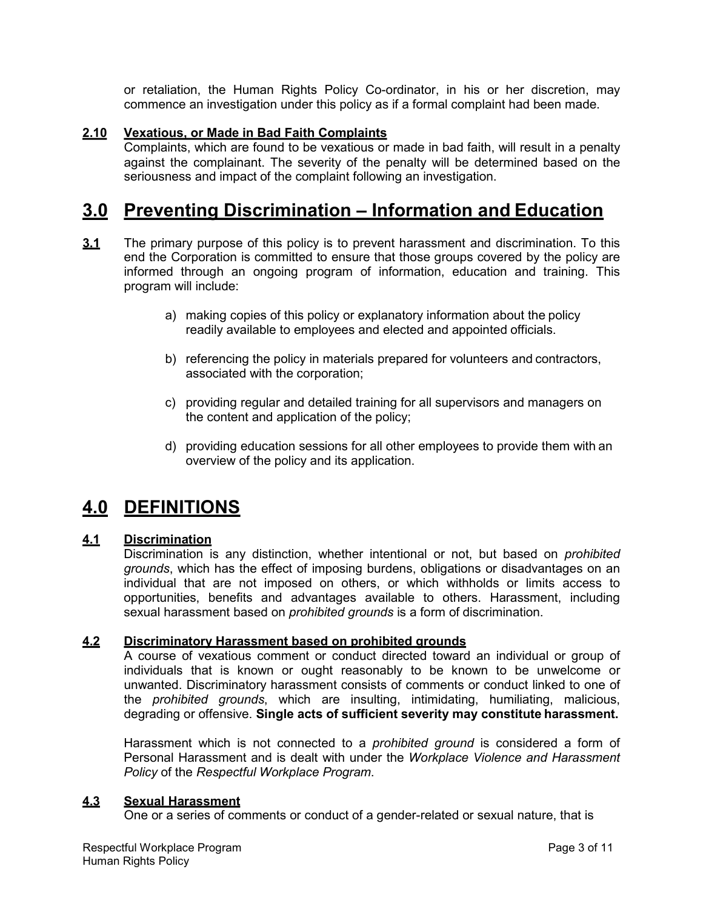or retaliation, the Human Rights Policy Co-ordinator, in his or her discretion, may commence an investigation under this policy as if a formal complaint had been made.

### 2.10 Vexatious, or Made in Bad Faith Complaints

Complaints, which are found to be vexatious or made in bad faith, will result in a penalty against the complainant. The severity of the penalty will be determined based on the seriousness and impact of the complaint following an investigation.

## 3.0 Preventing Discrimination – Information and Education

**3.1** The primary purpose of this policy is to prevent harassment and discrimination. To this end the Corporation is committed to ensure that those groups covered by the policy are informed through an ongoing program of information, education and training. This program will include:

a) making copies of this policy or explanatory information about the policy readily available to employees and elected and appointed officials.

b) referencing the policy in materials prepared for volunteers and contractors, associated with the corporation;

c) providing regular and detailed training for all supervisors and managers on the content and application of the policy;

d) providing education sessions for all other employees to provide them with an overview of the policy and its application.

## 4.0 DEFINITIONS

### 4.1 Discrimination

Discrimination is any distinction, whether intentional or not, but based on *prohibited grounds*, which has the effect of imposing burdens, obligations or disadvantages on an individual that are not imposed on others, or which withholds or limits access to opportunities, benefits and advantages available to others. Harassment, including sexual harassment based on *prohibited grounds* is a form of discrimination.

### 4.2 Discriminatory Harassment based on prohibited grounds

A course of vexatious comment or conduct directed toward an individual or group of individuals that is known or ought reasonably to be known to be unwelcome or unwanted. Discriminatory harassment consists of comments or conduct linked to one of the *prohibited grounds*, which are insulting, intimidating, humiliating, malicious, degrading or offensive. **Single acts of sufficient severity may constitute harassment.**

Harassment which is not connected to a *prohibited ground* is considered a form of Personal Harassment and is dealt with under the *Workplace Violence and Harassment Policy* of the *Respectful Workplace Program*.

### 4.3 Sexual Harassment

One or a series of comments or conduct of a gender-related or sexual nature, that is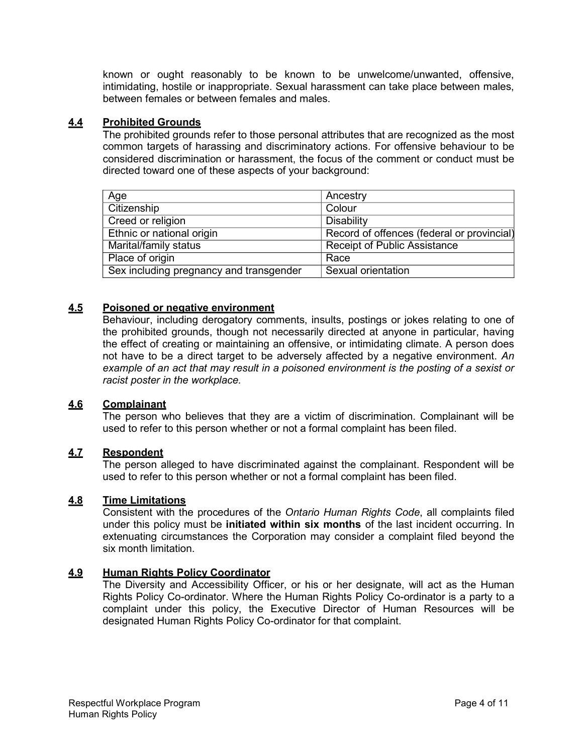known or ought reasonably to be known to be unwelcome/unwanted, offensive, intimidating, hostile or inappropriate. Sexual harassment can take place between males, between females or between females and males.

### 4.4 Prohibited Grounds

The prohibited grounds refer to those personal attributes that are recognized as the most common targets of harassing and discriminatory actions. For offensive behaviour to be considered discrimination or harassment, the focus of the comment or conduct must be directed toward one of these aspects of your background:

| Age | Ancestry |
|---|---|
| Citizenship | Colour |
| Creed or religion | Disability |
| Ethnic or national origin | Record of offences (federal or provincial) |
| Marital/family status | Receipt of Public Assistance |
| Place of origin | Race |
| Sex including pregnancy and transgender | Sexual orientation |

### 4.5 Poisoned or negative environment

Behaviour, including derogatory comments, insults, postings or jokes relating to one of the prohibited grounds, though not necessarily directed at anyone in particular, having the effect of creating or maintaining an offensive, or intimidating climate. A person does not have to be a direct target to be adversely affected by a negative environment. *An example of an act that may result in a poisoned environment is the posting of a sexist or racist poster in the workplace.*

### 4.6 Complainant

The person who believes that they are a victim of discrimination. Complainant will be used to refer to this person whether or not a formal complaint has been filed.

### 4.7 Respondent

The person alleged to have discriminated against the complainant. Respondent will be used to refer to this person whether or not a formal complaint has been filed.

### 4.8 Time Limitations

Consistent with the procedures of the *Ontario Human Rights Code*, all complaints filed under this policy must be **initiated within six months** of the last incident occurring. In extenuating circumstances the Corporation may consider a complaint filed beyond the six month limitation.

### 4.9 Human Rights Policy Coordinator

The Diversity and Accessibility Officer, or his or her designate, will act as the Human Rights Policy Co-ordinator. Where the Human Rights Policy Co-ordinator is a party to a complaint under this policy, the Executive Director of Human Resources will be designated Human Rights Policy Co-ordinator for that complaint.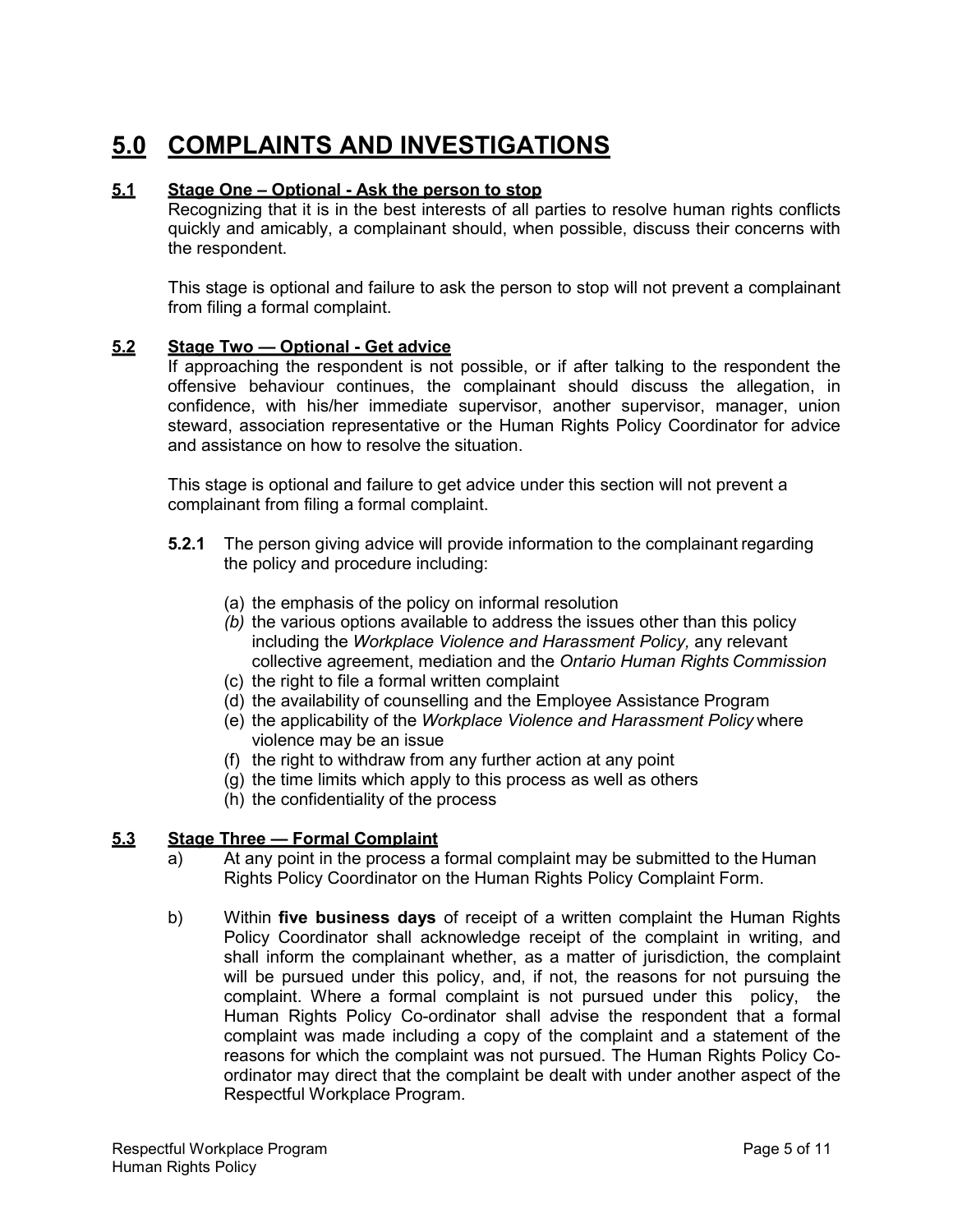# 5.0 COMPLAINTS AND INVESTIGATIONS

## 5.1 Stage One – Optional - Ask the person to stop

Recognizing that it is in the best interests of all parties to resolve human rights conflicts quickly and amicably, a complainant should, when possible, discuss their concerns with the respondent.

This stage is optional and failure to ask the person to stop will not prevent a complainant from filing a formal complaint.

## 5.2 Stage Two — Optional - Get advice

If approaching the respondent is not possible, or if after talking to the respondent the offensive behaviour continues, the complainant should discuss the allegation, in confidence, with his/her immediate supervisor, another supervisor, manager, union steward, association representative or the Human Rights Policy Coordinator for advice and assistance on how to resolve the situation.

This stage is optional and failure to get advice under this section will not prevent a complainant from filing a formal complaint.

**5.2.1** The person giving advice will provide information to the complainant regarding the policy and procedure including:

(a) the emphasis of the policy on informal resolution
*(b)* the various options available to address the issues other than this policy including the *Workplace Violence and Harassment Policy,* any relevant collective agreement, mediation and the *Ontario Human Rights Commission*
(c) the right to file a formal written complaint
(d) the availability of counselling and the Employee Assistance Program
(e) the applicability of the *Workplace Violence and Harassment Policy* where violence may be an issue
(f) the right to withdraw from any further action at any point
(g) the time limits which apply to this process as well as others
(h) the confidentiality of the process

## 5.3 Stage Three — Formal Complaint

a) At any point in the process a formal complaint may be submitted to the Human Rights Policy Coordinator on the Human Rights Policy Complaint Form.

b) Within **five business days** of receipt of a written complaint the Human Rights Policy Coordinator shall acknowledge receipt of the complaint in writing, and shall inform the complainant whether, as a matter of jurisdiction, the complaint will be pursued under this policy, and, if not, the reasons for not pursuing the complaint. Where a formal complaint is not pursued under this policy, the Human Rights Policy Co-ordinator shall advise the respondent that a formal complaint was made including a copy of the complaint and a statement of the reasons for which the complaint was not pursued. The Human Rights Policy Co-ordinator may direct that the complaint be dealt with under another aspect of the Respectful Workplace Program.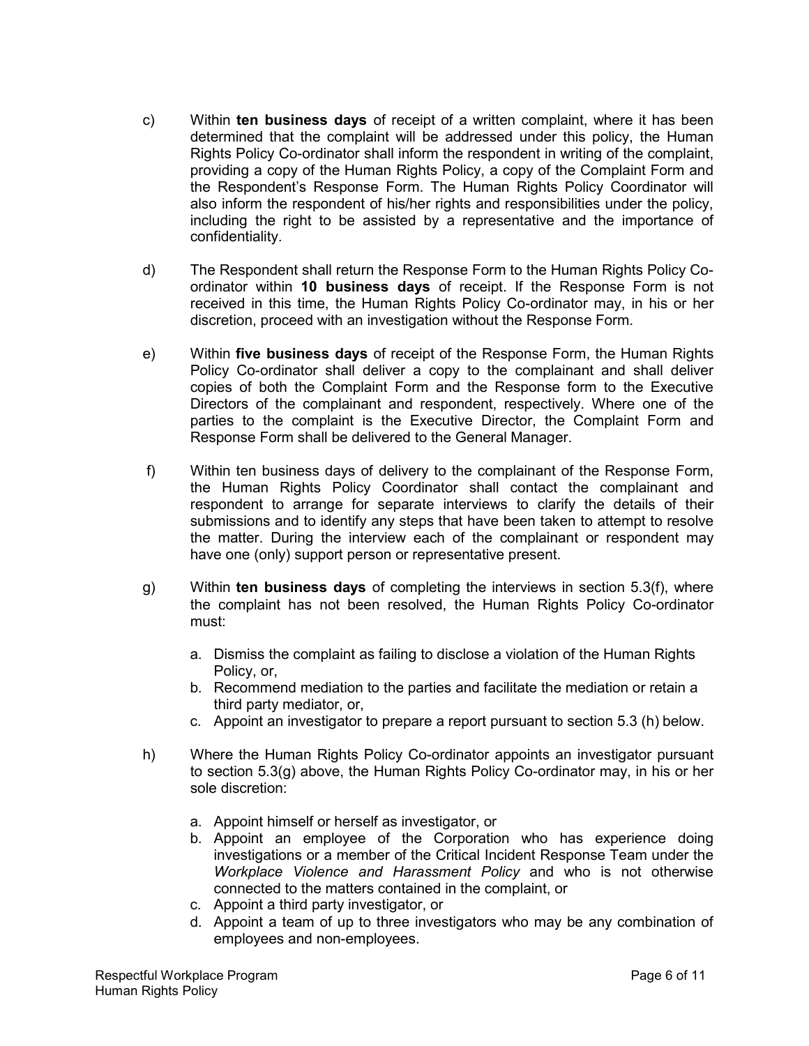c) Within **ten business days** of receipt of a written complaint, where it has been determined that the complaint will be addressed under this policy, the Human Rights Policy Co-ordinator shall inform the respondent in writing of the complaint, providing a copy of the Human Rights Policy, a copy of the Complaint Form and the Respondent's Response Form. The Human Rights Policy Coordinator will also inform the respondent of his/her rights and responsibilities under the policy, including the right to be assisted by a representative and the importance of confidentiality.

d) The Respondent shall return the Response Form to the Human Rights Policy Co-ordinator within **10 business days** of receipt. If the Response Form is not received in this time, the Human Rights Policy Co-ordinator may, in his or her discretion, proceed with an investigation without the Response Form.

e) Within **five business days** of receipt of the Response Form, the Human Rights Policy Co-ordinator shall deliver a copy to the complainant and shall deliver copies of both the Complaint Form and the Response form to the Executive Directors of the complainant and respondent, respectively. Where one of the parties to the complaint is the Executive Director, the Complaint Form and Response Form shall be delivered to the General Manager.

f) Within ten business days of delivery to the complainant of the Response Form, the Human Rights Policy Coordinator shall contact the complainant and respondent to arrange for separate interviews to clarify the details of their submissions and to identify any steps that have been taken to attempt to resolve the matter. During the interview each of the complainant or respondent may have one (only) support person or representative present.

g) Within **ten business days** of completing the interviews in section 5.3(f), where the complaint has not been resolved, the Human Rights Policy Co-ordinator must:

   a. Dismiss the complaint as failing to disclose a violation of the Human Rights Policy, or,
   b. Recommend mediation to the parties and facilitate the mediation or retain a third party mediator, or,
   c. Appoint an investigator to prepare a report pursuant to section 5.3 (h) below.

h) Where the Human Rights Policy Co-ordinator appoints an investigator pursuant to section 5.3(g) above, the Human Rights Policy Co-ordinator may, in his or her sole discretion:

   a. Appoint himself or herself as investigator, or
   b. Appoint an employee of the Corporation who has experience doing investigations or a member of the Critical Incident Response Team under the *Workplace Violence and Harassment Policy* and who is not otherwise connected to the matters contained in the complaint, or
   c. Appoint a third party investigator, or
   d. Appoint a team of up to three investigators who may be any combination of employees and non-employees.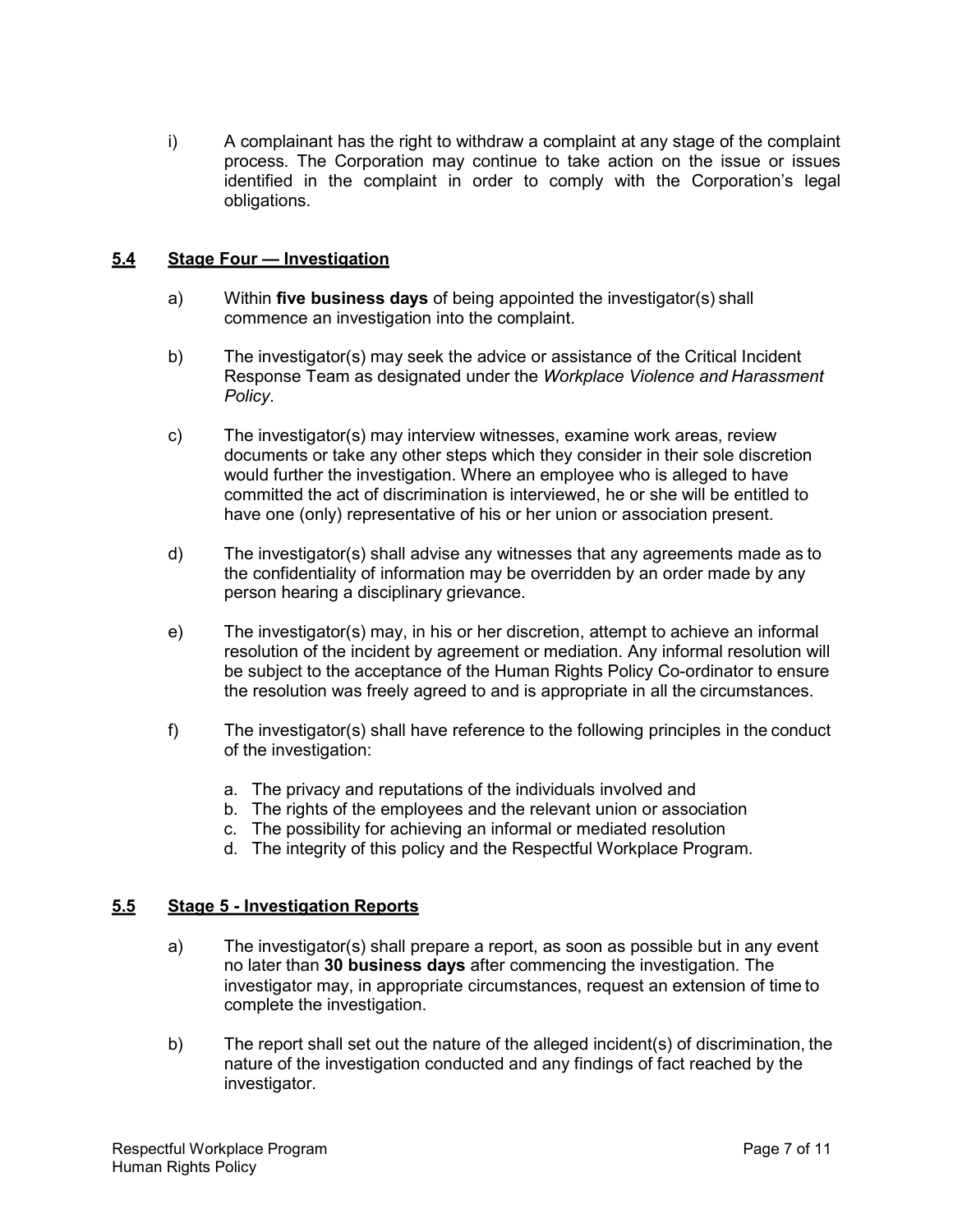i) A complainant has the right to withdraw a complaint at any stage of the complaint process. The Corporation may continue to take action on the issue or issues identified in the complaint in order to comply with the Corporation's legal obligations.

### 5.4 Stage Four — Investigation

a) Within **five business days** of being appointed the investigator(s) shall commence an investigation into the complaint.

b) The investigator(s) may seek the advice or assistance of the Critical Incident Response Team as designated under the *Workplace Violence and Harassment Policy*.

c) The investigator(s) may interview witnesses, examine work areas, review documents or take any other steps which they consider in their sole discretion would further the investigation. Where an employee who is alleged to have committed the act of discrimination is interviewed, he or she will be entitled to have one (only) representative of his or her union or association present.

d) The investigator(s) shall advise any witnesses that any agreements made as to the confidentiality of information may be overridden by an order made by any person hearing a disciplinary grievance.

e) The investigator(s) may, in his or her discretion, attempt to achieve an informal resolution of the incident by agreement or mediation. Any informal resolution will be subject to the acceptance of the Human Rights Policy Co-ordinator to ensure the resolution was freely agreed to and is appropriate in all the circumstances.

f) The investigator(s) shall have reference to the following principles in the conduct of the investigation:

   a. The privacy and reputations of the individuals involved and
   b. The rights of the employees and the relevant union or association
   c. The possibility for achieving an informal or mediated resolution
   d. The integrity of this policy and the Respectful Workplace Program.

### 5.5 Stage 5 - Investigation Reports

a) The investigator(s) shall prepare a report, as soon as possible but in any event no later than **30 business days** after commencing the investigation. The investigator may, in appropriate circumstances, request an extension of time to complete the investigation.

b) The report shall set out the nature of the alleged incident(s) of discrimination, the nature of the investigation conducted and any findings of fact reached by the investigator.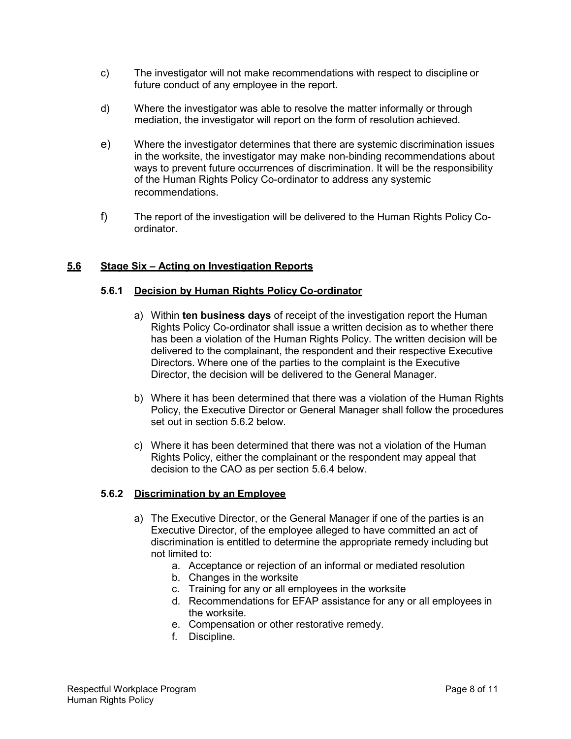c) The investigator will not make recommendations with respect to discipline or future conduct of any employee in the report.

d) Where the investigator was able to resolve the matter informally or through mediation, the investigator will report on the form of resolution achieved.

e) Where the investigator determines that there are systemic discrimination issues in the worksite, the investigator may make non-binding recommendations about ways to prevent future occurrences of discrimination. It will be the responsibility of the Human Rights Policy Co-ordinator to address any systemic recommendations.

f) The report of the investigation will be delivered to the Human Rights Policy Co-ordinator.

## 5.6 Stage Six – Acting on Investigation Reports

### 5.6.1 Decision by Human Rights Policy Co-ordinator

a) Within **ten business days** of receipt of the investigation report the Human Rights Policy Co-ordinator shall issue a written decision as to whether there has been a violation of the Human Rights Policy. The written decision will be delivered to the complainant, the respondent and their respective Executive Directors. Where one of the parties to the complaint is the Executive Director, the decision will be delivered to the General Manager.

b) Where it has been determined that there was a violation of the Human Rights Policy, the Executive Director or General Manager shall follow the procedures set out in section 5.6.2 below.

c) Where it has been determined that there was not a violation of the Human Rights Policy, either the complainant or the respondent may appeal that decision to the CAO as per section 5.6.4 below.

### 5.6.2 Discrimination by an Employee

a) The Executive Director, or the General Manager if one of the parties is an Executive Director, of the employee alleged to have committed an act of discrimination is entitled to determine the appropriate remedy including but not limited to:
   a. Acceptance or rejection of an informal or mediated resolution
   b. Changes in the worksite
   c. Training for any or all employees in the worksite
   d. Recommendations for EFAP assistance for any or all employees in the worksite.
   e. Compensation or other restorative remedy.
   f. Discipline.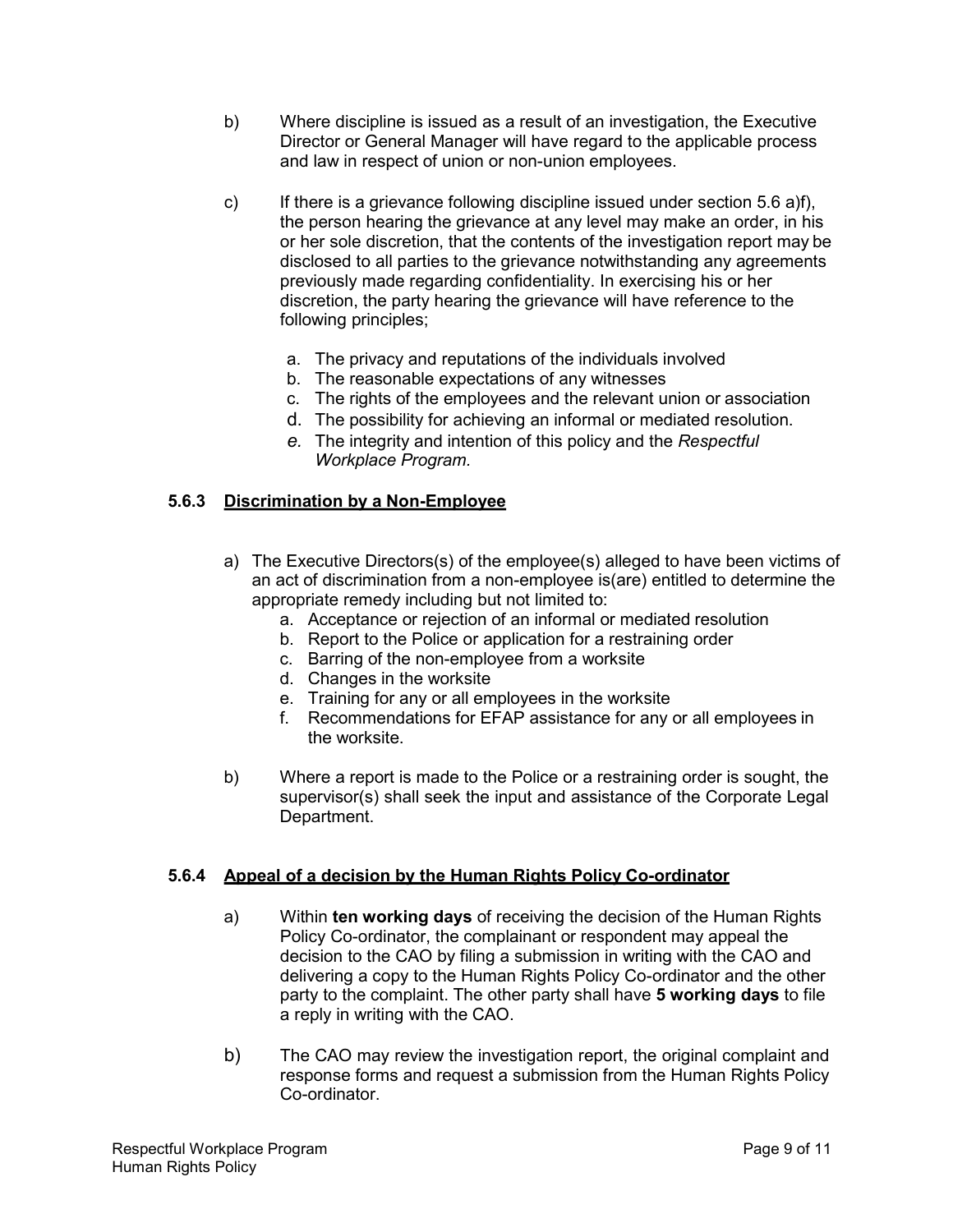b) Where discipline is issued as a result of an investigation, the Executive Director or General Manager will have regard to the applicable process and law in respect of union or non-union employees.

c) If there is a grievance following discipline issued under section 5.6 a)f), the person hearing the grievance at any level may make an order, in his or her sole discretion, that the contents of the investigation report may be disclosed to all parties to the grievance notwithstanding any agreements previously made regarding confidentiality. In exercising his or her discretion, the party hearing the grievance will have reference to the following principles;

   a. The privacy and reputations of the individuals involved
   b. The reasonable expectations of any witnesses
   c. The rights of the employees and the relevant union or association
   d. The possibility for achieving an informal or mediated resolution.
   e. The integrity and intention of this policy and the *Respectful Workplace Program.*

### 5.6.3 Discrimination by a Non-Employee

a) The Executive Directors(s) of the employee(s) alleged to have been victims of an act of discrimination from a non-employee is(are) entitled to determine the appropriate remedy including but not limited to:
   a. Acceptance or rejection of an informal or mediated resolution
   b. Report to the Police or application for a restraining order
   c. Barring of the non-employee from a worksite
   d. Changes in the worksite
   e. Training for any or all employees in the worksite
   f. Recommendations for EFAP assistance for any or all employees in the worksite.

b) Where a report is made to the Police or a restraining order is sought, the supervisor(s) shall seek the input and assistance of the Corporate Legal Department.

### 5.6.4 Appeal of a decision by the Human Rights Policy Co-ordinator

a) Within **ten working days** of receiving the decision of the Human Rights Policy Co-ordinator, the complainant or respondent may appeal the decision to the CAO by filing a submission in writing with the CAO and delivering a copy to the Human Rights Policy Co-ordinator and the other party to the complaint. The other party shall have **5 working days** to file a reply in writing with the CAO.

b) The CAO may review the investigation report, the original complaint and response forms and request a submission from the Human Rights Policy Co-ordinator.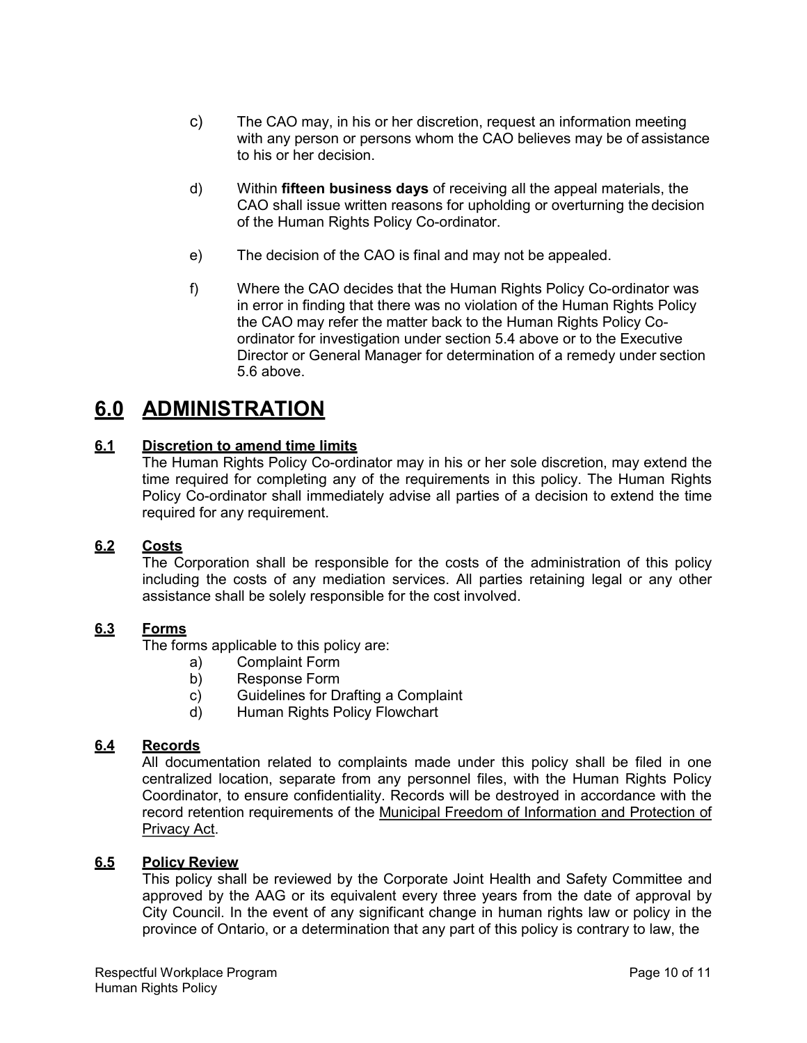c) The CAO may, in his or her discretion, request an information meeting with any person or persons whom the CAO believes may be of assistance to his or her decision.

d) Within **fifteen business days** of receiving all the appeal materials, the CAO shall issue written reasons for upholding or overturning the decision of the Human Rights Policy Co-ordinator.

e) The decision of the CAO is final and may not be appealed.

f) Where the CAO decides that the Human Rights Policy Co-ordinator was in error in finding that there was no violation of the Human Rights Policy the CAO may refer the matter back to the Human Rights Policy Co-ordinator for investigation under section 5.4 above or to the Executive Director or General Manager for determination of a remedy under section 5.6 above.

# 6.0 ADMINISTRATION

## 6.1 Discretion to amend time limits

The Human Rights Policy Co-ordinator may in his or her sole discretion, may extend the time required for completing any of the requirements in this policy. The Human Rights Policy Co-ordinator shall immediately advise all parties of a decision to extend the time required for any requirement.

## 6.2 Costs

The Corporation shall be responsible for the costs of the administration of this policy including the costs of any mediation services. All parties retaining legal or any other assistance shall be solely responsible for the cost involved.

## 6.3 Forms

The forms applicable to this policy are:

a) Complaint Form
b) Response Form
c) Guidelines for Drafting a Complaint
d) Human Rights Policy Flowchart

## 6.4 Records

All documentation related to complaints made under this policy shall be filed in one centralized location, separate from any personnel files, with the Human Rights Policy Coordinator, to ensure confidentiality. Records will be destroyed in accordance with the record retention requirements of the Municipal Freedom of Information and Protection of Privacy Act.

## 6.5 Policy Review

This policy shall be reviewed by the Corporate Joint Health and Safety Committee and approved by the AAG or its equivalent every three years from the date of approval by City Council. In the event of any significant change in human rights law or policy in the province of Ontario, or a determination that any part of this policy is contrary to law, the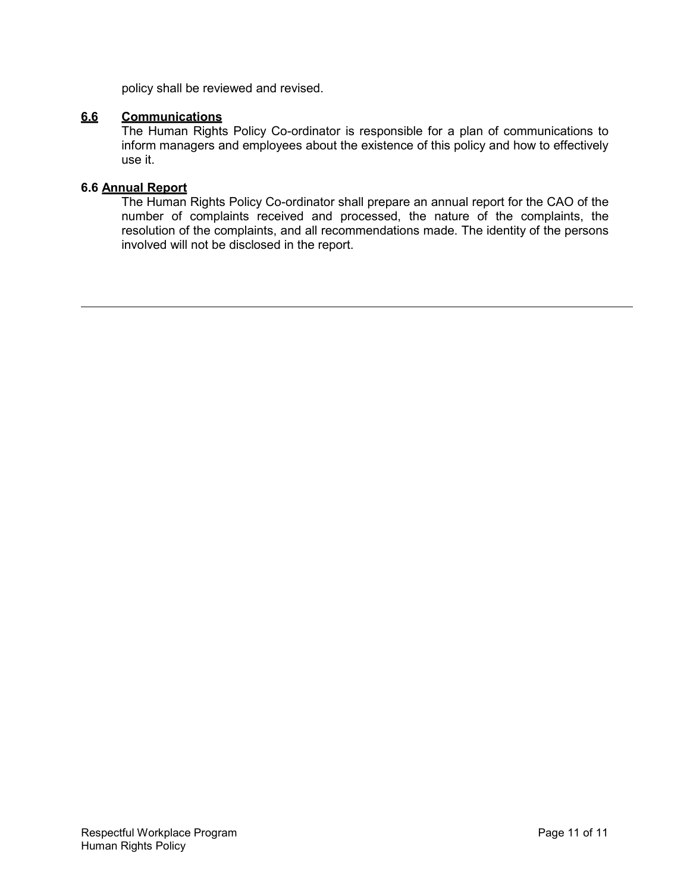policy shall be reviewed and revised.

### 6.6 Communications

The Human Rights Policy Co-ordinator is responsible for a plan of communications to inform managers and employees about the existence of this policy and how to effectively use it.

### 6.6 Annual Report

The Human Rights Policy Co-ordinator shall prepare an annual report for the CAO of the number of complaints received and processed, the nature of the complaints, the resolution of the complaints, and all recommendations made. The identity of the persons involved will not be disclosed in the report.

---